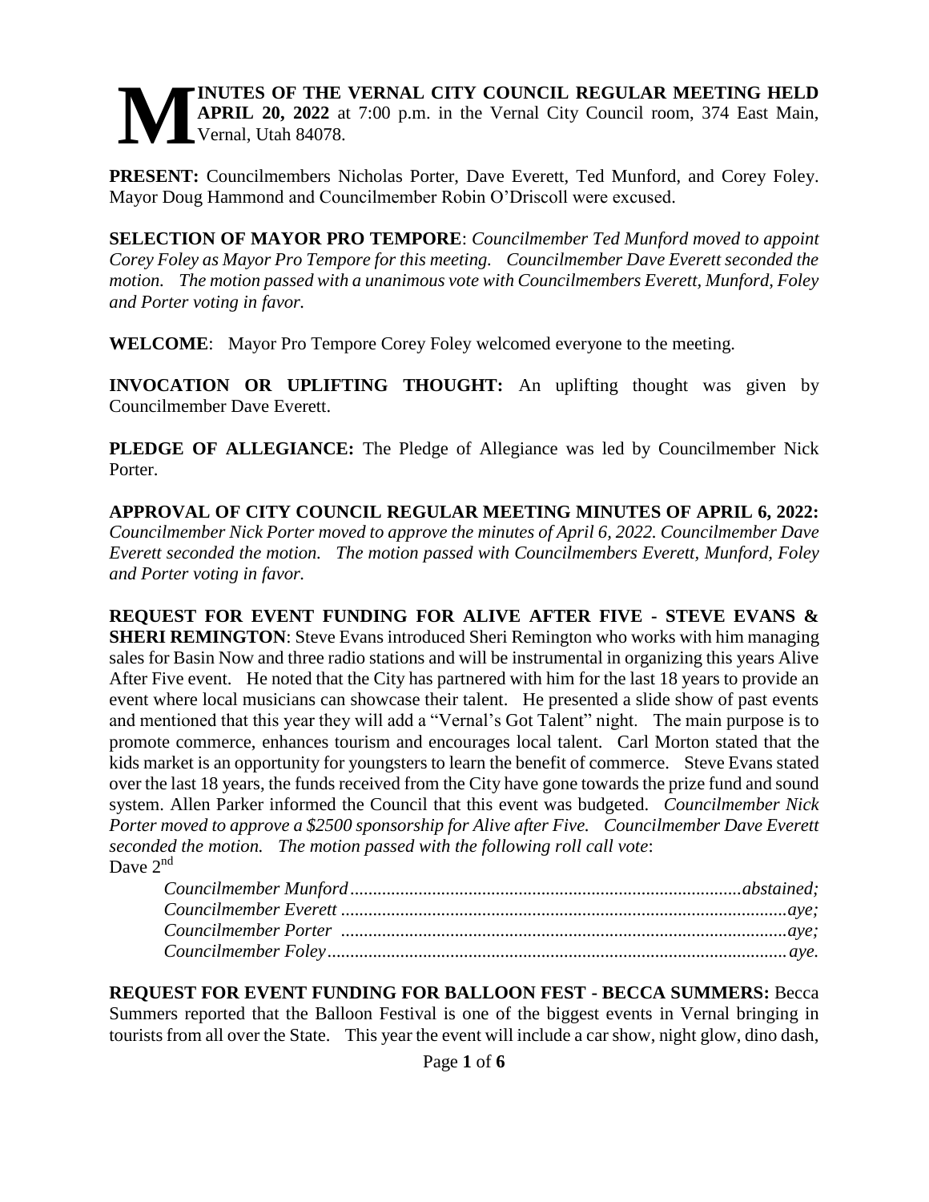**MINUTES OF THE VERNAL CITY COUNCIL REGULAR MEETING HELD APRIL 20, 2022** at 7:00 p.m. in the Vernal City Council room, 374 East Main, Vernal, Utah 84078.

**PRESENT:** Councilmembers Nicholas Porter, Dave Everett, Ted Munford, and Corey Foley. Mayor Doug Hammond and Councilmember Robin O'Driscoll were excused.

**SELECTION OF MAYOR PRO TEMPORE**: *Councilmember Ted Munford moved to appoint Corey Foley as Mayor Pro Tempore for this meeting. Councilmember Dave Everett seconded the motion. The motion passed with a unanimous vote with Councilmembers Everett, Munford, Foley and Porter voting in favor.*

**WELCOME**: Mayor Pro Tempore Corey Foley welcomed everyone to the meeting.

**INVOCATION OR UPLIFTING THOUGHT:** An uplifting thought was given by Councilmember Dave Everett.

**PLEDGE OF ALLEGIANCE:** The Pledge of Allegiance was led by Councilmember Nick Porter.

**APPROVAL OF CITY COUNCIL REGULAR MEETING MINUTES OF APRIL 6, 2022:** *Councilmember Nick Porter moved to approve the minutes of April 6, 2022. Councilmember Dave Everett seconded the motion. The motion passed with Councilmembers Everett, Munford, Foley and Porter voting in favor.*

**REQUEST FOR EVENT FUNDING FOR ALIVE AFTER FIVE - STEVE EVANS & SHERI REMINGTON**: Steve Evans introduced Sheri Remington who works with him managing sales for Basin Now and three radio stations and will be instrumental in organizing this years Alive After Five event. He noted that the City has partnered with him for the last 18 years to provide an event where local musicians can showcase their talent. He presented a slide show of past events and mentioned that this year they will add a "Vernal's Got Talent" night. The main purpose is to promote commerce, enhances tourism and encourages local talent. Carl Morton stated that the kids market is an opportunity for youngsters to learn the benefit of commerce. Steve Evans stated over the last 18 years, the funds received from the City have gone towards the prize fund and sound system. Allen Parker informed the Council that this event was budgeted. *Councilmember Nick Porter moved to approve a $2500 sponsorship for Alive after Five. Councilmember Dave Everett seconded the motion. The motion passed with the following roll call vote*:
Dave 2nd

*Councilmember Munford ....................................................................................abstained;*
*Councilmember Everett ................................................................................................aye;*
*Councilmember Porter .................................................................................................aye;*
*Councilmember Foley...................................................................................................aye.*

**REQUEST FOR EVENT FUNDING FOR BALLOON FEST - BECCA SUMMERS:** Becca Summers reported that the Balloon Festival is one of the biggest events in Vernal bringing in tourists from all over the State. This year the event will include a car show, night glow, dino dash,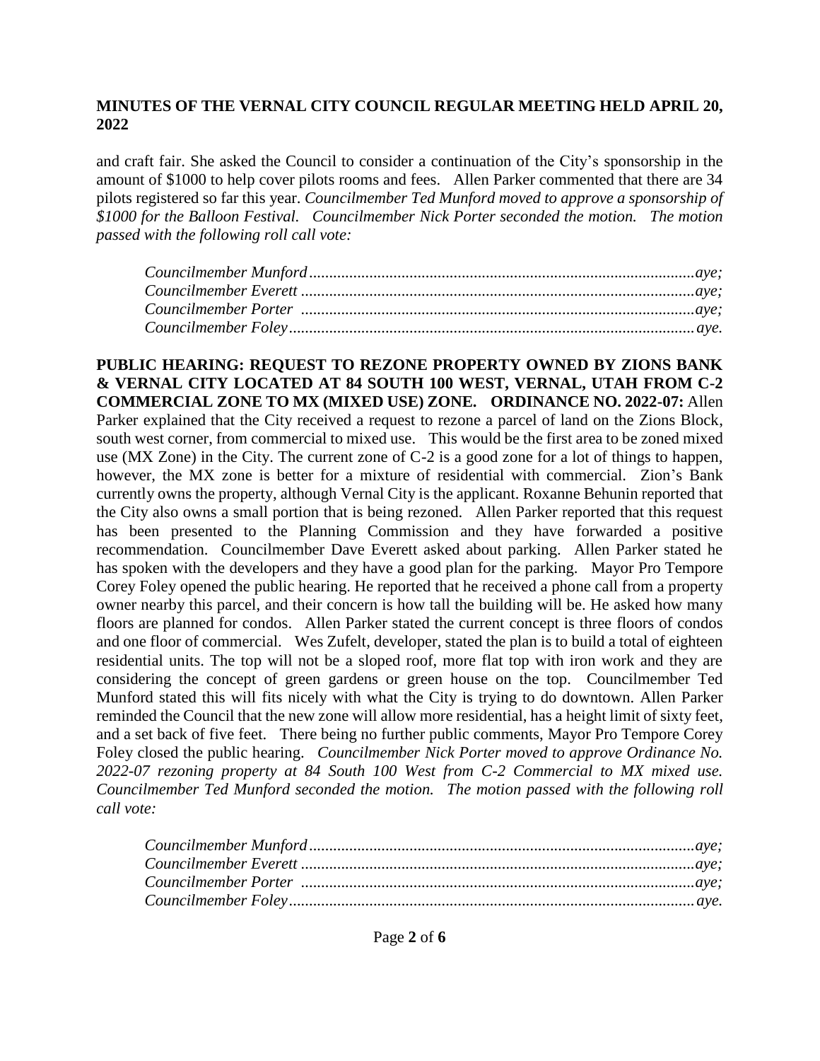## MINUTES OF THE VERNAL CITY COUNCIL REGULAR MEETING HELD APRIL 20, 2022

and craft fair. She asked the Council to consider a continuation of the City's sponsorship in the amount of $1000 to help cover pilots rooms and fees. Allen Parker commented that there are 34 pilots registered so far this year. *Councilmember Ted Munford moved to approve a sponsorship of $1000 for the Balloon Festival. Councilmember Nick Porter seconded the motion. The motion passed with the following roll call vote:*

*Councilmember Munford................................................................aye;*
*Councilmember Everett ................................................................aye;*
*Councilmember Porter ................................................................aye;*
*Councilmember Foley.................................................................aye.*

**PUBLIC HEARING: REQUEST TO REZONE PROPERTY OWNED BY ZIONS BANK & VERNAL CITY LOCATED AT 84 SOUTH 100 WEST, VERNAL, UTAH FROM C-2 COMMERCIAL ZONE TO MX (MIXED USE) ZONE. ORDINANCE NO. 2022-07:** Allen Parker explained that the City received a request to rezone a parcel of land on the Zions Block, south west corner, from commercial to mixed use. This would be the first area to be zoned mixed use (MX Zone) in the City. The current zone of C-2 is a good zone for a lot of things to happen, however, the MX zone is better for a mixture of residential with commercial. Zion's Bank currently owns the property, although Vernal City is the applicant. Roxanne Behunin reported that the City also owns a small portion that is being rezoned. Allen Parker reported that this request has been presented to the Planning Commission and they have forwarded a positive recommendation. Councilmember Dave Everett asked about parking. Allen Parker stated he has spoken with the developers and they have a good plan for the parking. Mayor Pro Tempore Corey Foley opened the public hearing. He reported that he received a phone call from a property owner nearby this parcel, and their concern is how tall the building will be. He asked how many floors are planned for condos. Allen Parker stated the current concept is three floors of condos and one floor of commercial. Wes Zufelt, developer, stated the plan is to build a total of eighteen residential units. The top will not be a sloped roof, more flat top with iron work and they are considering the concept of green gardens or green house on the top. Councilmember Ted Munford stated this will fits nicely with what the City is trying to do downtown. Allen Parker reminded the Council that the new zone will allow more residential, has a height limit of sixty feet, and a set back of five feet. There being no further public comments, Mayor Pro Tempore Corey Foley closed the public hearing. *Councilmember Nick Porter moved to approve Ordinance No. 2022-07 rezoning property at 84 South 100 West from C-2 Commercial to MX mixed use. Councilmember Ted Munford seconded the motion. The motion passed with the following roll call vote:*

*Councilmember Munford................................................................aye;*
*Councilmember Everett ................................................................aye;*
*Councilmember Porter ................................................................aye;*
*Councilmember Foley.................................................................aye.*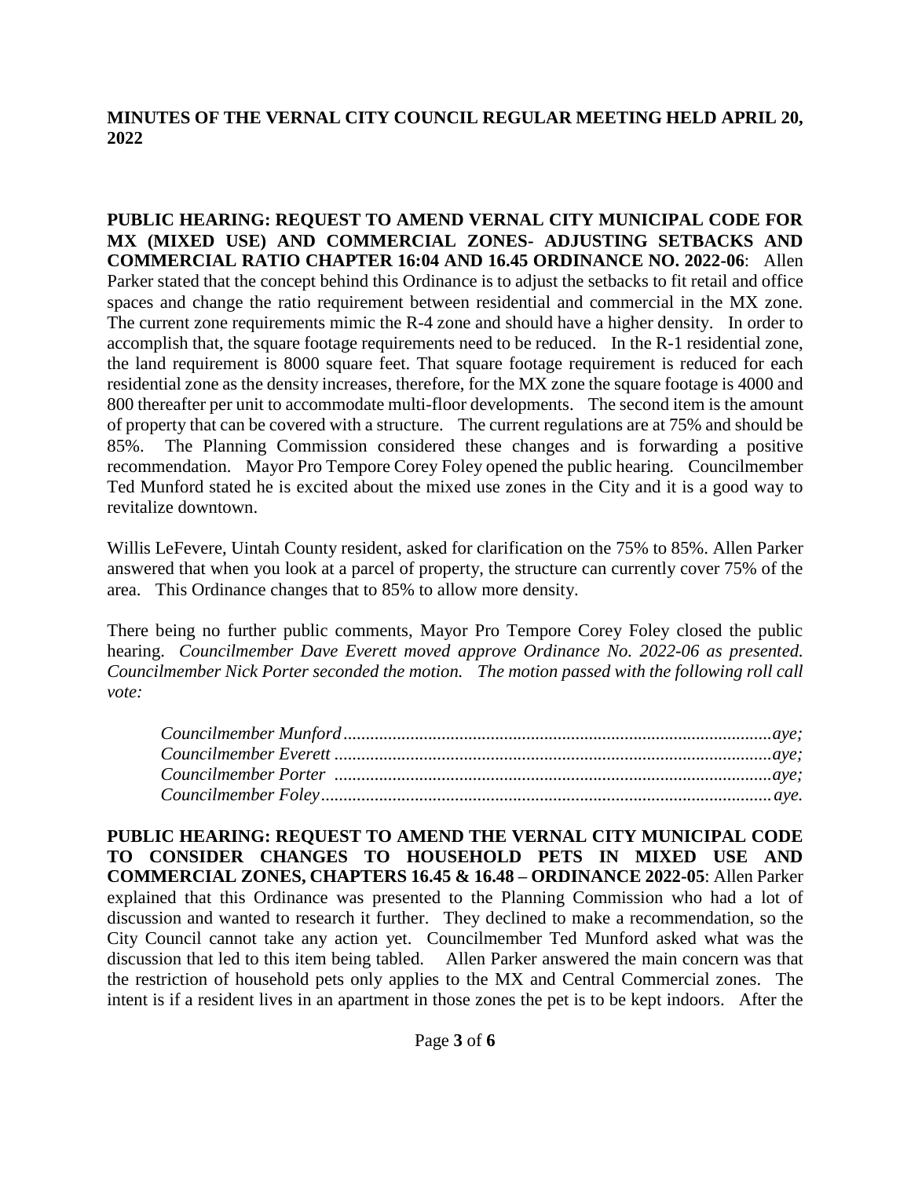**MINUTES OF THE VERNAL CITY COUNCIL REGULAR MEETING HELD APRIL 20, 2022**

**PUBLIC HEARING: REQUEST TO AMEND VERNAL CITY MUNICIPAL CODE FOR MX (MIXED USE) AND COMMERCIAL ZONES- ADJUSTING SETBACKS AND COMMERCIAL RATIO CHAPTER 16:04 AND 16.45 ORDINANCE NO. 2022-06**: Allen Parker stated that the concept behind this Ordinance is to adjust the setbacks to fit retail and office spaces and change the ratio requirement between residential and commercial in the MX zone. The current zone requirements mimic the R-4 zone and should have a higher density. In order to accomplish that, the square footage requirements need to be reduced. In the R-1 residential zone, the land requirement is 8000 square feet. That square footage requirement is reduced for each residential zone as the density increases, therefore, for the MX zone the square footage is 4000 and 800 thereafter per unit to accommodate multi-floor developments. The second item is the amount of property that can be covered with a structure. The current regulations are at 75% and should be 85%. The Planning Commission considered these changes and is forwarding a positive recommendation. Mayor Pro Tempore Corey Foley opened the public hearing. Councilmember Ted Munford stated he is excited about the mixed use zones in the City and it is a good way to revitalize downtown.

Willis LeFevere, Uintah County resident, asked for clarification on the 75% to 85%. Allen Parker answered that when you look at a parcel of property, the structure can currently cover 75% of the area. This Ordinance changes that to 85% to allow more density.

There being no further public comments, Mayor Pro Tempore Corey Foley closed the public hearing. *Councilmember Dave Everett moved approve Ordinance No. 2022-06 as presented. Councilmember Nick Porter seconded the motion. The motion passed with the following roll call vote:*

*Councilmember Munford ................................................................ aye;*
*Councilmember Everett ................................................................. aye;*
*Councilmember Porter ................................................................... aye;*
*Councilmember Foley..................................................................... aye.*

**PUBLIC HEARING: REQUEST TO AMEND THE VERNAL CITY MUNICIPAL CODE TO CONSIDER CHANGES TO HOUSEHOLD PETS IN MIXED USE AND COMMERCIAL ZONES, CHAPTERS 16.45 & 16.48 – ORDINANCE 2022-05**: Allen Parker explained that this Ordinance was presented to the Planning Commission who had a lot of discussion and wanted to research it further. They declined to make a recommendation, so the City Council cannot take any action yet. Councilmember Ted Munford asked what was the discussion that led to this item being tabled. Allen Parker answered the main concern was that the restriction of household pets only applies to the MX and Central Commercial zones. The intent is if a resident lives in an apartment in those zones the pet is to be kept indoors. After the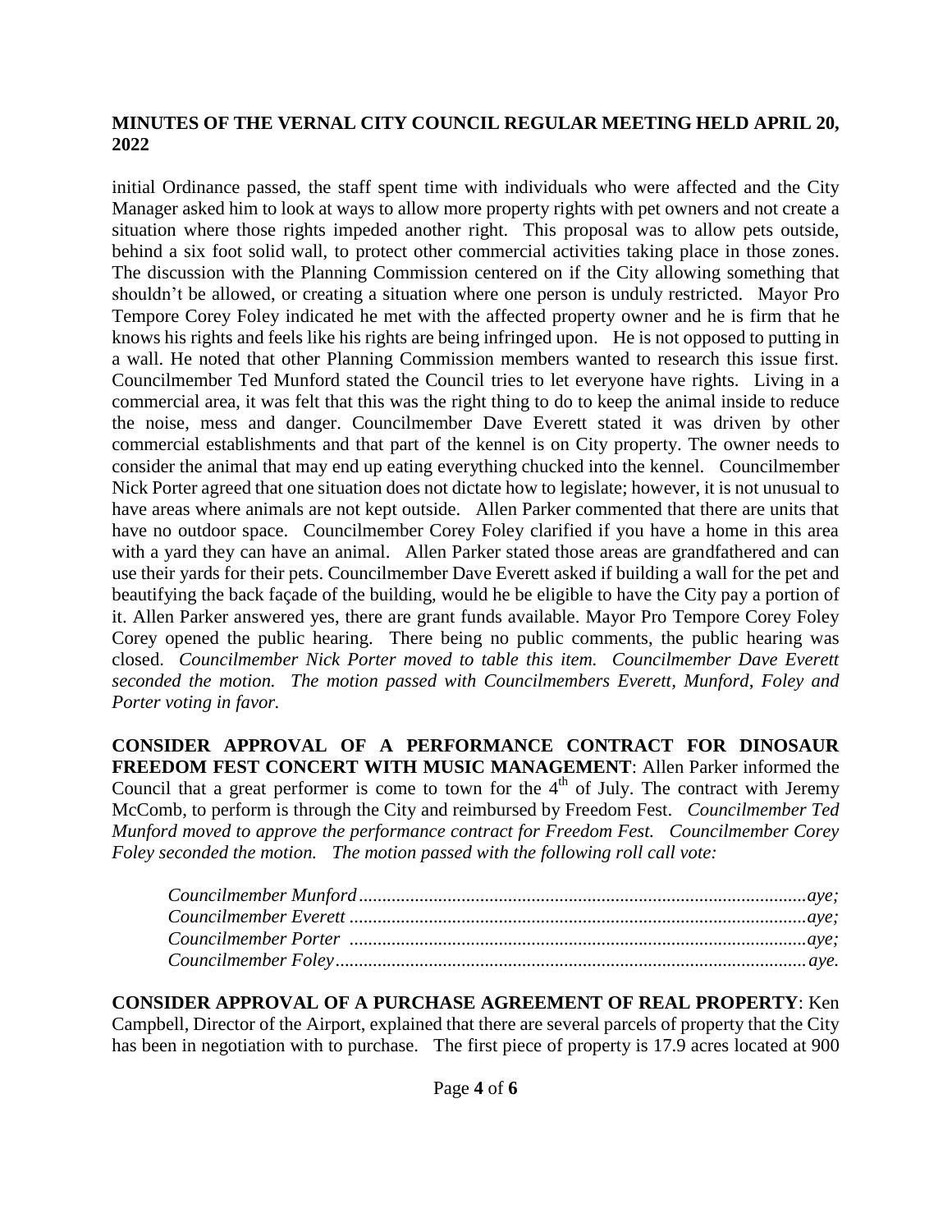**MINUTES OF THE VERNAL CITY COUNCIL REGULAR MEETING HELD APRIL 20, 2022**

initial Ordinance passed, the staff spent time with individuals who were affected and the City Manager asked him to look at ways to allow more property rights with pet owners and not create a situation where those rights impeded another right. This proposal was to allow pets outside, behind a six foot solid wall, to protect other commercial activities taking place in those zones. The discussion with the Planning Commission centered on if the City allowing something that shouldn't be allowed, or creating a situation where one person is unduly restricted. Mayor Pro Tempore Corey Foley indicated he met with the affected property owner and he is firm that he knows his rights and feels like his rights are being infringed upon. He is not opposed to putting in a wall. He noted that other Planning Commission members wanted to research this issue first. Councilmember Ted Munford stated the Council tries to let everyone have rights. Living in a commercial area, it was felt that this was the right thing to do to keep the animal inside to reduce the noise, mess and danger. Councilmember Dave Everett stated it was driven by other commercial establishments and that part of the kennel is on City property. The owner needs to consider the animal that may end up eating everything chucked into the kennel. Councilmember Nick Porter agreed that one situation does not dictate how to legislate; however, it is not unusual to have areas where animals are not kept outside. Allen Parker commented that there are units that have no outdoor space. Councilmember Corey Foley clarified if you have a home in this area with a yard they can have an animal. Allen Parker stated those areas are grandfathered and can use their yards for their pets. Councilmember Dave Everett asked if building a wall for the pet and beautifying the back façade of the building, would he be eligible to have the City pay a portion of it. Allen Parker answered yes, there are grant funds available. Mayor Pro Tempore Corey Foley Corey opened the public hearing. There being no public comments, the public hearing was closed. *Councilmember Nick Porter moved to table this item. Councilmember Dave Everett seconded the motion. The motion passed with Councilmembers Everett, Munford, Foley and Porter voting in favor.*

**CONSIDER APPROVAL OF A PERFORMANCE CONTRACT FOR DINOSAUR FREEDOM FEST CONCERT WITH MUSIC MANAGEMENT**: Allen Parker informed the Council that a great performer is come to town for the 4th of July. The contract with Jeremy McComb, to perform is through the City and reimbursed by Freedom Fest. *Councilmember Ted Munford moved to approve the performance contract for Freedom Fest. Councilmember Corey Foley seconded the motion. The motion passed with the following roll call vote:*

*Councilmember Munford ............................................ aye;*
*Councilmember Everett ............................................ aye;*
*Councilmember Porter ............................................ aye;*
*Councilmember Foley ............................................ aye.*

**CONSIDER APPROVAL OF A PURCHASE AGREEMENT OF REAL PROPERTY**: Ken Campbell, Director of the Airport, explained that there are several parcels of property that the City has been in negotiation with to purchase. The first piece of property is 17.9 acres located at 900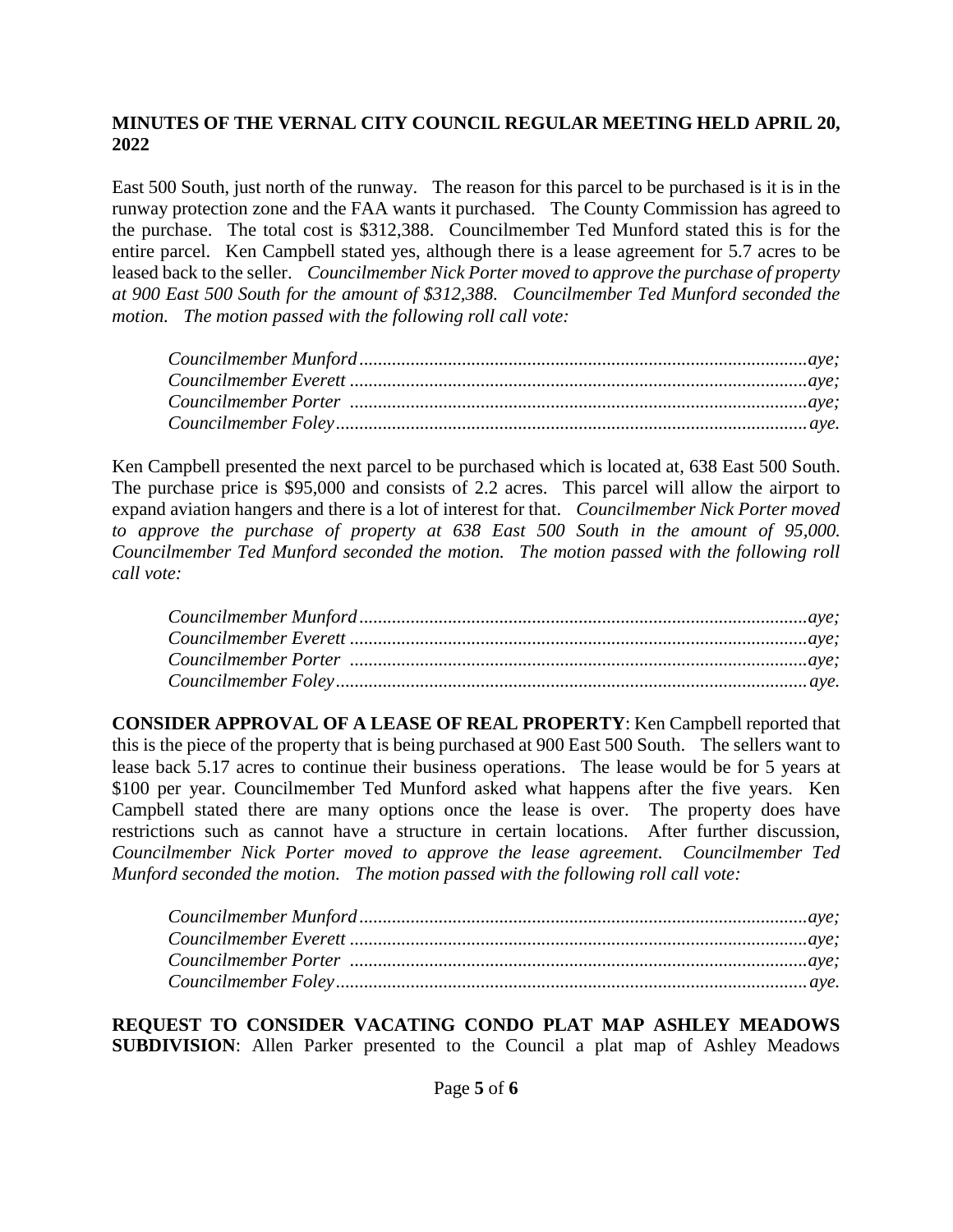East 500 South, just north of the runway. The reason for this parcel to be purchased is it is in the runway protection zone and the FAA wants it purchased. The County Commission has agreed to the purchase. The total cost is $312,388. Councilmember Ted Munford stated this is for the entire parcel. Ken Campbell stated yes, although there is a lease agreement for 5.7 acres to be leased back to the seller. *Councilmember Nick Porter moved to approve the purchase of property at 900 East 500 South for the amount of $312,388. Councilmember Ted Munford seconded the motion. The motion passed with the following roll call vote:*

*Councilmember Munford.................................................................................aye;*
*Councilmember Everett ..................................................................................aye;*
*Councilmember Porter ..................................................................................aye;*
*Councilmember Foley.....................................................................................aye.*

Ken Campbell presented the next parcel to be purchased which is located at, 638 East 500 South. The purchase price is $95,000 and consists of 2.2 acres. This parcel will allow the airport to expand aviation hangers and there is a lot of interest for that. *Councilmember Nick Porter moved to approve the purchase of property at 638 East 500 South in the amount of 95,000. Councilmember Ted Munford seconded the motion. The motion passed with the following roll call vote:*

*Councilmember Munford.................................................................................aye;*
*Councilmember Everett ..................................................................................aye;*
*Councilmember Porter ..................................................................................aye;*
*Councilmember Foley.....................................................................................aye.*

**CONSIDER APPROVAL OF A LEASE OF REAL PROPERTY**: Ken Campbell reported that this is the piece of the property that is being purchased at 900 East 500 South. The sellers want to lease back 5.17 acres to continue their business operations. The lease would be for 5 years at $100 per year. Councilmember Ted Munford asked what happens after the five years. Ken Campbell stated there are many options once the lease is over. The property does have restrictions such as cannot have a structure in certain locations. After further discussion, *Councilmember Nick Porter moved to approve the lease agreement. Councilmember Ted Munford seconded the motion. The motion passed with the following roll call vote:*

*Councilmember Munford.................................................................................aye;*
*Councilmember Everett ..................................................................................aye;*
*Councilmember Porter ..................................................................................aye;*
*Councilmember Foley.....................................................................................aye.*

**REQUEST TO CONSIDER VACATING CONDO PLAT MAP ASHLEY MEADOWS SUBDIVISION**: Allen Parker presented to the Council a plat map of Ashley Meadows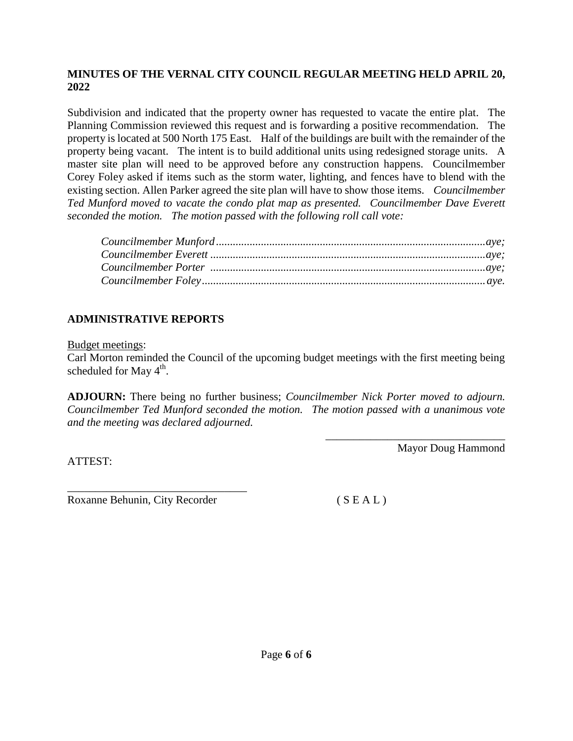**MINUTES OF THE VERNAL CITY COUNCIL REGULAR MEETING HELD APRIL 20, 2022**

Subdivision and indicated that the property owner has requested to vacate the entire plat. The Planning Commission reviewed this request and is forwarding a positive recommendation. The property is located at 500 North 175 East. Half of the buildings are built with the remainder of the property being vacant. The intent is to build additional units using redesigned storage units. A master site plan will need to be approved before any construction happens. Councilmember Corey Foley asked if items such as the storm water, lighting, and fences have to blend with the existing section. Allen Parker agreed the site plan will have to show those items. *Councilmember Ted Munford moved to vacate the condo plat map as presented. Councilmember Dave Everett seconded the motion. The motion passed with the following roll call vote:*

*Councilmember Munford................................................................................................aye;*
*Councilmember Everett .................................................................................................aye;*
*Councilmember Porter .................................................................................................aye;*
*Councilmember Foley.....................................................................................................aye.*

## ADMINISTRATIVE REPORTS

Budget meetings:
Carl Morton reminded the Council of the upcoming budget meetings with the first meeting being scheduled for May 4th.

**ADJOURN:** There being no further business; *Councilmember Nick Porter moved to adjourn. Councilmember Ted Munford seconded the motion. The motion passed with a unanimous vote and the meeting was declared adjourned.*

\_\_\_\_\_\_\_\_\_\_\_\_\_\_\_\_\_\_\_\_\_\_\_\_\_\_\_\_\_\_\_\_
Mayor Doug Hammond

ATTEST:

\_\_\_\_\_\_\_\_\_\_\_\_\_\_\_\_\_\_\_\_\_\_\_\_\_\_\_\_\_\_\_\_
Roxanne Behunin, City Recorder ( S E A L )